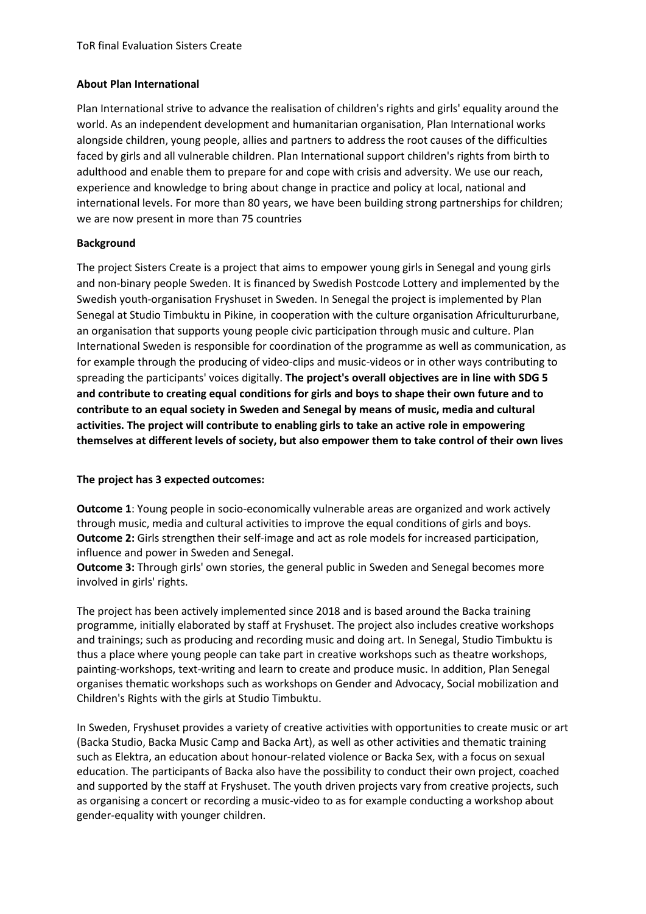ToR final Evaluation Sisters Create

**About Plan International**

Plan International strive to advance the realisation of children's rights and girls' equality around the world. As an independent development and humanitarian organisation, Plan International works alongside children, young people, allies and partners to address the root causes of the difficulties faced by girls and all vulnerable children. Plan International support children's rights from birth to adulthood and enable them to prepare for and cope with crisis and adversity. We use our reach, experience and knowledge to bring about change in practice and policy at local, national and international levels. For more than 80 years, we have been building strong partnerships for children; we are now present in more than 75 countries

**Background**

The project Sisters Create is a project that aims to empower young girls in Senegal and young girls and non-binary people Sweden. It is financed by Swedish Postcode Lottery and implemented by the Swedish youth-organisation Fryshuset in Sweden. In Senegal the project is implemented by Plan Senegal at Studio Timbuktu in Pikine, in cooperation with the culture organisation Africulturban, an organisation that supports young people civic participation through music and culture. Plan International Sweden is responsible for coordination of the programme as well as communication, as for example through the producing of video-clips and music-videos or in other ways contributing to spreading the participants' voices digitally. **The project's overall objectives are in line with SDG 5 and contribute to creating equal conditions for girls and boys to shape their own future and to contribute to an equal society in Sweden and Senegal by means of music, media and cultural activities. The project will contribute to enabling girls to take an active role in empowering themselves at different levels of society, but also empower them to take control of their own lives**

**The project has 3 expected outcomes:**

**Outcome 1**: Young people in socio-economically vulnerable areas are organized and work actively through music, media and cultural activities to improve the equal conditions of girls and boys.
**Outcome 2:** Girls strengthen their self-image and act as role models for increased participation, influence and power in Sweden and Senegal.
**Outcome 3:** Through girls' own stories, the general public in Sweden and Senegal becomes more involved in girls' rights.

The project has been actively implemented since 2018 and is based around the Backa training programme, initially elaborated by staff at Fryshuset. The project also includes creative workshops and trainings; such as producing and recording music and doing art. In Senegal, Studio Timbuktu is thus a place where young people can take part in creative workshops such as theatre workshops, painting-workshops, text-writing and learn to create and produce music. In addition, Plan Senegal organises thematic workshops such as workshops on Gender and Advocacy, Social mobilization and Children's Rights with the girls at Studio Timbuktu.

In Sweden, Fryshuset provides a variety of creative activities with opportunities to create music or art (Backa Studio, Backa Music Camp and Backa Art), as well as other activities and thematic training such as Elektra, an education about honour-related violence or Backa Sex, with a focus on sexual education. The participants of Backa also have the possibility to conduct their own project, coached and supported by the staff at Fryshuset. The youth driven projects vary from creative projects, such as organising a concert or recording a music-video to as for example conducting a workshop about gender-equality with younger children.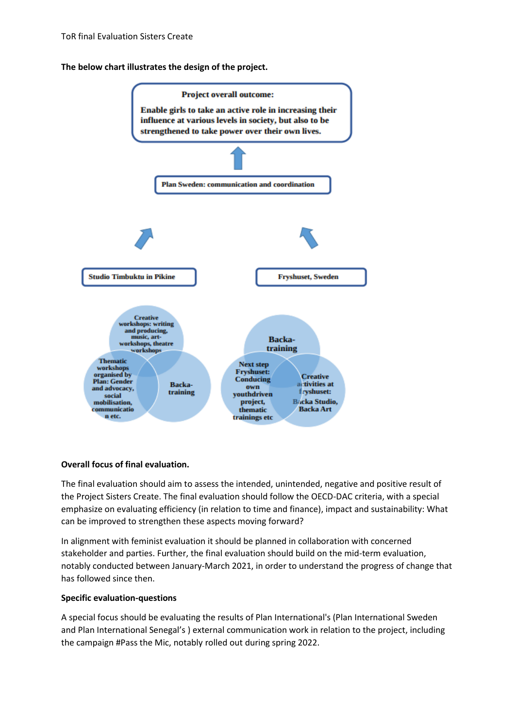**The below chart illustrates the design of the project.**

**Project overall outcome:**

**Enable girls to take an active role in increasing their influence at various levels in society, but also to be strengthened to take power over their own lives.**

**Plan Sweden: communication and coordination**

**Studio Timbuktu in Pikine**

- Creative workshops: writing and producing, music, art-workshops, theatre workshops
- Thematic workshops organised by Plan: Gender and advocacy, social mobilisation, communication etc.
- Backa-training

**Fryshuset, Sweden**

- Backa-training
- Next step Fryshuset: Conducting own youthdriven project, thematic trainings etc
- Creative activities at fryshuset: Backa Studio, Backa Art

**Overall focus of final evaluation.**

The final evaluation should aim to assess the intended, unintended, negative and positive result of the Project Sisters Create. The final evaluation should follow the OECD-DAC criteria, with a special emphasize on evaluating efficiency (in relation to time and finance), impact and sustainability: What can be improved to strengthen these aspects moving forward?

In alignment with feminist evaluation it should be planned in collaboration with concerned stakeholder and parties. Further, the final evaluation should build on the mid-term evaluation, notably conducted between January-March 2021, in order to understand the progress of change that has followed since then.

**Specific evaluation-questions**

A special focus should be evaluating the results of Plan International's (Plan International Sweden and Plan International Senegal's ) external communication work in relation to the project, including the campaign #Pass the Mic, notably rolled out during spring 2022.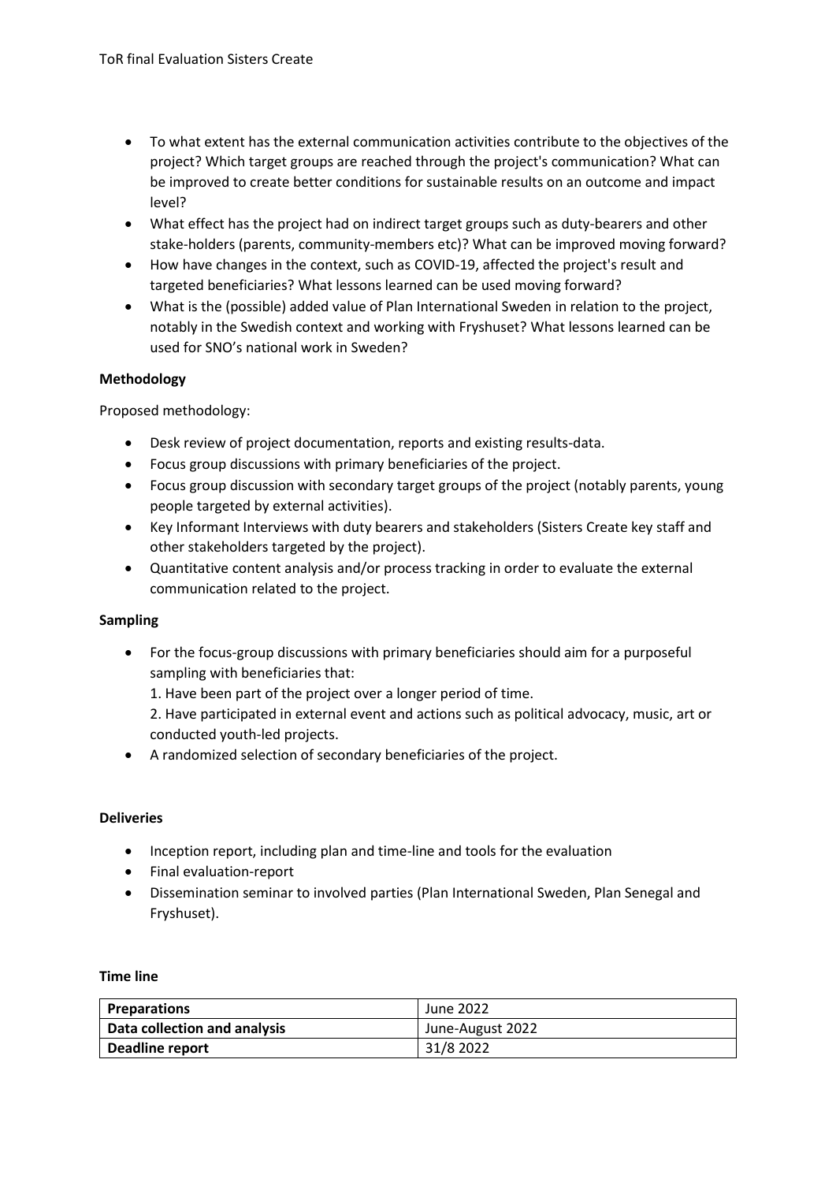- To what extent has the external communication activities contribute to the objectives of the project? Which target groups are reached through the project's communication? What can be improved to create better conditions for sustainable results on an outcome and impact level?
- What effect has the project had on indirect target groups such as duty-bearers and other stake-holders (parents, community-members etc)? What can be improved moving forward?
- How have changes in the context, such as COVID-19, affected the project's result and targeted beneficiaries? What lessons learned can be used moving forward?
- What is the (possible) added value of Plan International Sweden in relation to the project, notably in the Swedish context and working with Fryshuset? What lessons learned can be used for SNO's national work in Sweden?

**Methodology**

Proposed methodology:

- Desk review of project documentation, reports and existing results-data.
- Focus group discussions with primary beneficiaries of the project.
- Focus group discussion with secondary target groups of the project (notably parents, young people targeted by external activities).
- Key Informant Interviews with duty bearers and stakeholders (Sisters Create key staff and other stakeholders targeted by the project).
- Quantitative content analysis and/or process tracking in order to evaluate the external communication related to the project.

**Sampling**

- For the focus-group discussions with primary beneficiaries should aim for a purposeful sampling with beneficiaries that:
  1. Have been part of the project over a longer period of time.
  2. Have participated in external event and actions such as political advocacy, music, art or conducted youth-led projects.
- A randomized selection of secondary beneficiaries of the project.

**Deliveries**

- Inception report, including plan and time-line and tools for the evaluation
- Final evaluation-report
- Dissemination seminar to involved parties (Plan International Sweden, Plan Senegal and Fryshuset).

**Time line**

| **Preparations** | June 2022 |
|---|---|
| **Data collection and analysis** | June-August 2022 |
| **Deadline report** | 31/8 2022 |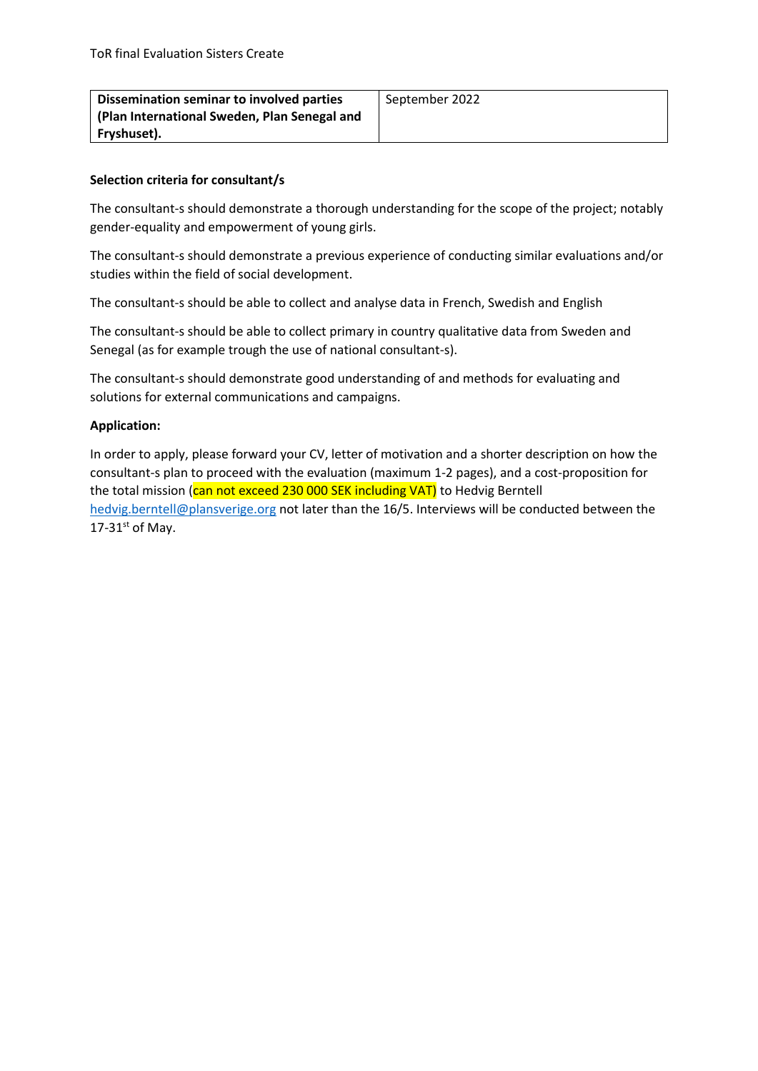| | |
|---|---|
| **Dissemination seminar to involved parties (Plan International Sweden, Plan Senegal and Fryshuset).** | September 2022 |

**Selection criteria for consultant/s**

The consultant-s should demonstrate a thorough understanding for the scope of the project; notably gender-equality and empowerment of young girls.

The consultant-s should demonstrate a previous experience of conducting similar evaluations and/or studies within the field of social development.

The consultant-s should be able to collect and analyse data in French, Swedish and English

The consultant-s should be able to collect primary in country qualitative data from Sweden and Senegal (as for example trough the use of national consultant-s).

The consultant-s should demonstrate good understanding of and methods for evaluating and solutions for external communications and campaigns.

**Application:**

In order to apply, please forward your CV, letter of motivation and a shorter description on how the consultant-s plan to proceed with the evaluation (maximum 1-2 pages), and a cost-proposition for the total mission (can not exceed 230 000 SEK including VAT) to Hedvig Berntell hedvig.berntell@plansverige.org not later than the 16/5. Interviews will be conducted between the 17-31st of May.